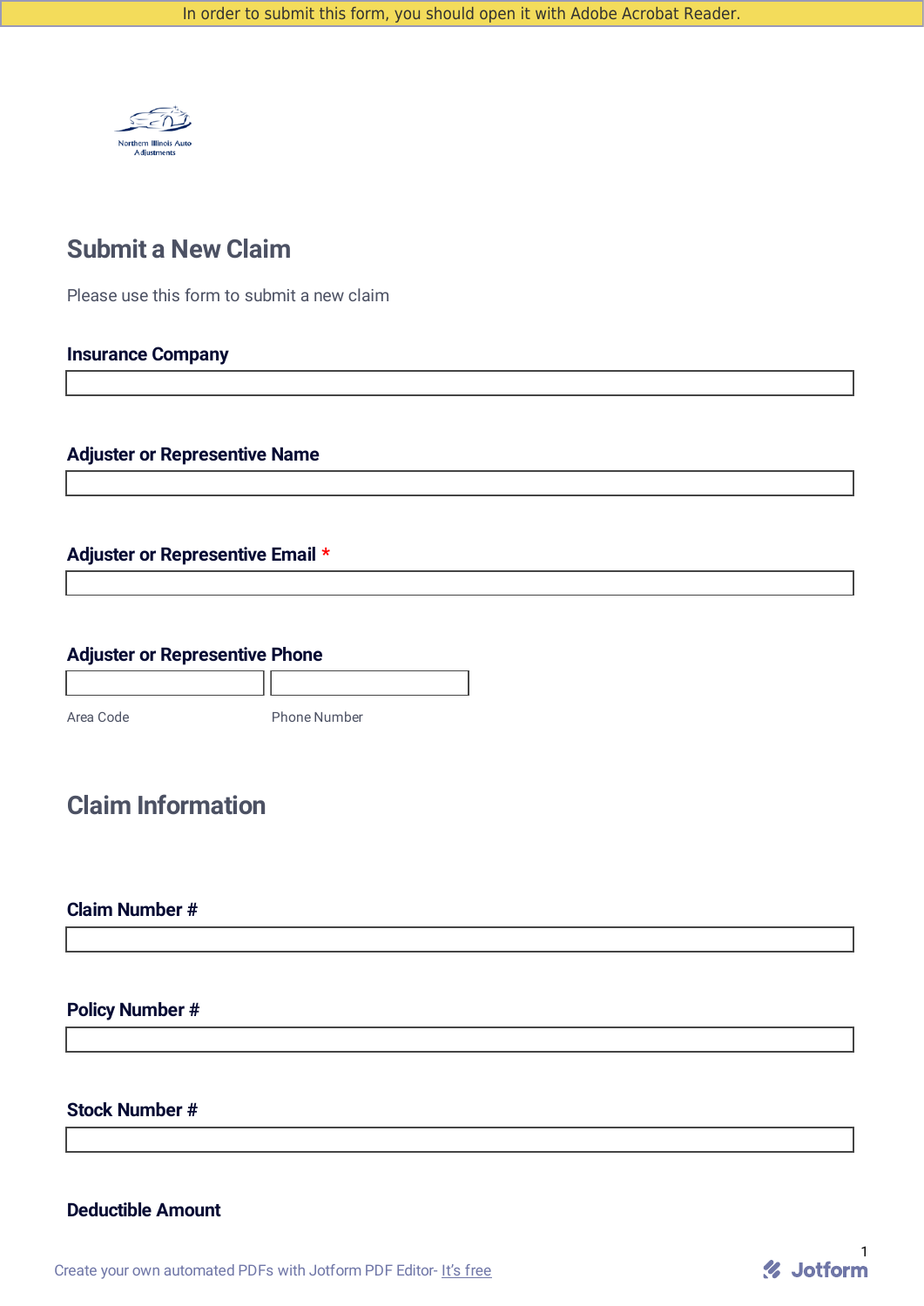In order to submit this form, you should open it with Adobe Acrobat Reader.

Northern Illinois Auto Adjustments

## Submit a New Claim

Please use this form to submit a new claim

**Insurance Company**

**Adjuster or Representive Name**

**Adjuster or Representive Email** *

**Adjuster or Representive Phone**

Area Code Phone Number

## Claim Information

**Claim Number #**

**Policy Number #**

**Stock Number #**

**Deductible Amount**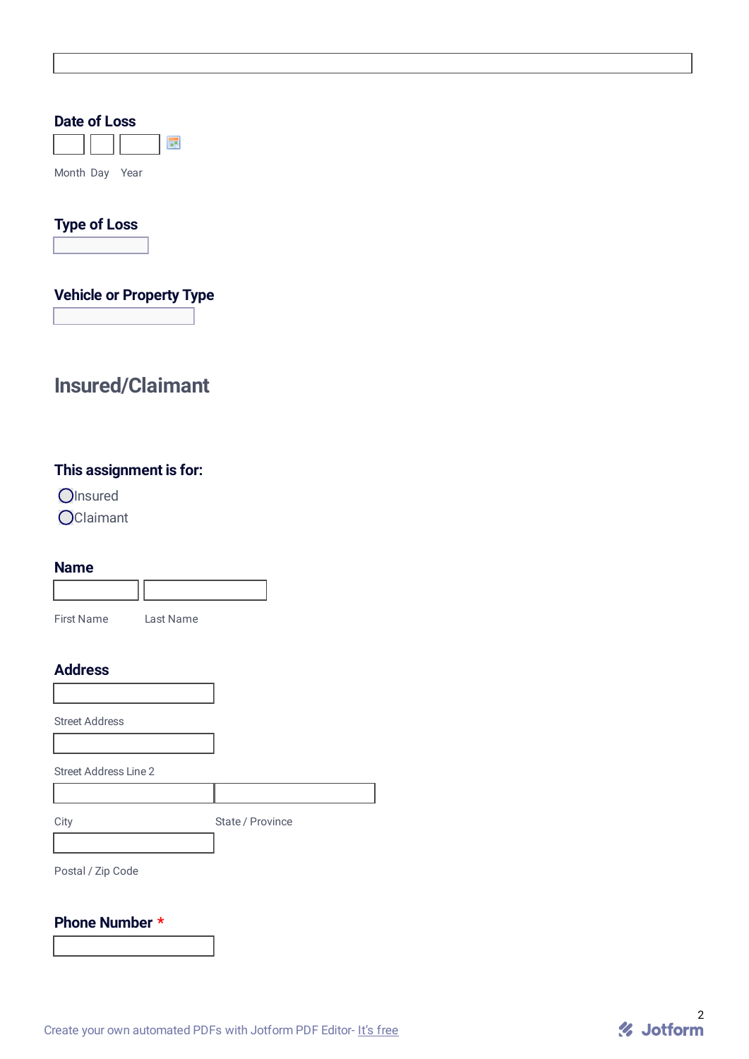**Date of Loss**

Month Day Year

**Type of Loss**

**Vehicle or Property Type**

## Insured/Claimant

**This assignment is for:**

- Insured
- Claimant

**Name**

First Name Last Name

**Address**

Street Address

Street Address Line 2

City State / Province

Postal / Zip Code

**Phone Number** *

Create your own automated PDFs with Jotform PDF Editor- It's free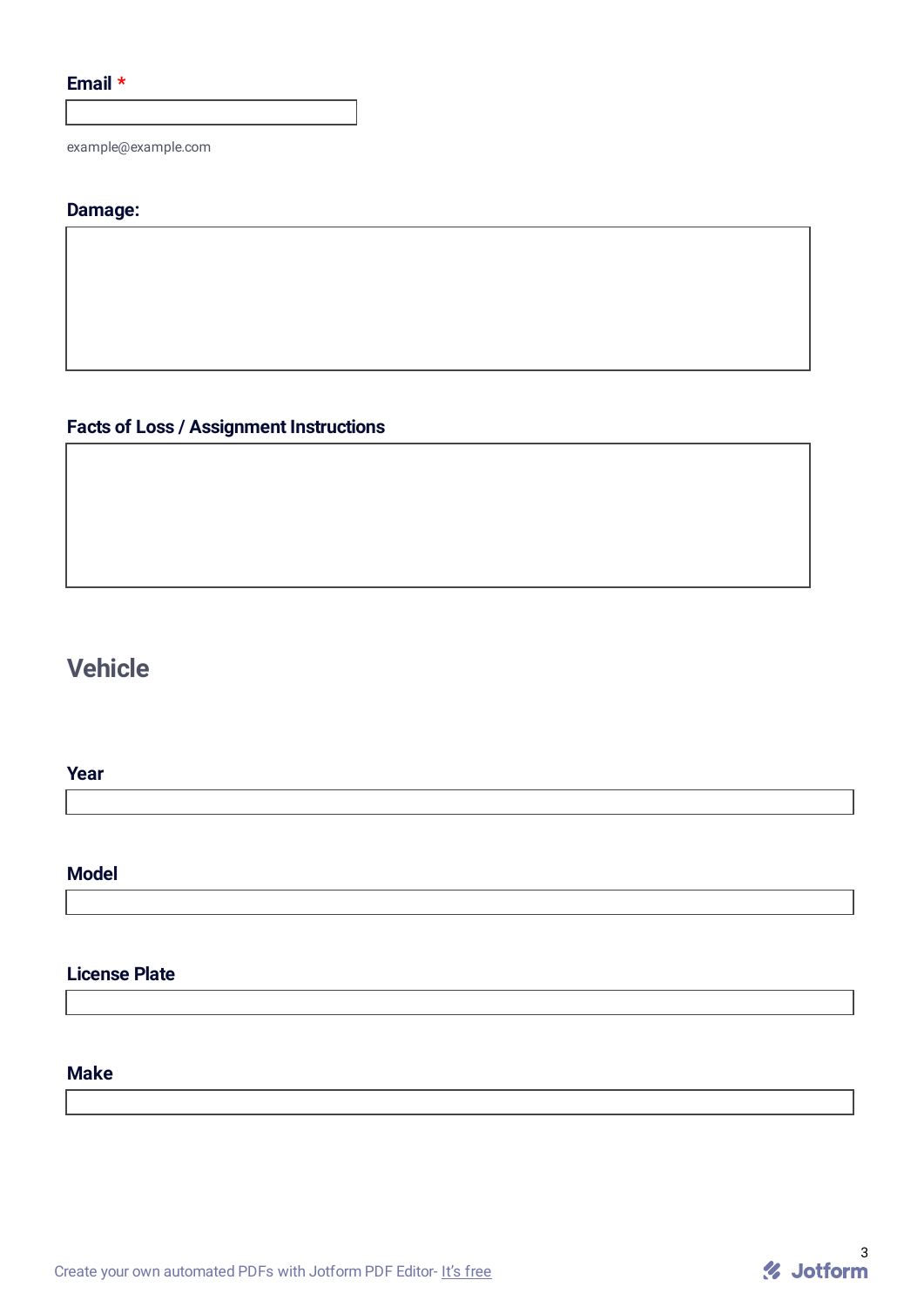**Email** *

example@example.com

**Damage:**

**Facts of Loss / Assignment Instructions**

## Vehicle

**Year**

**Model**

**License Plate**

**Make**

Create your own automated PDFs with Jotform PDF Editor- It's free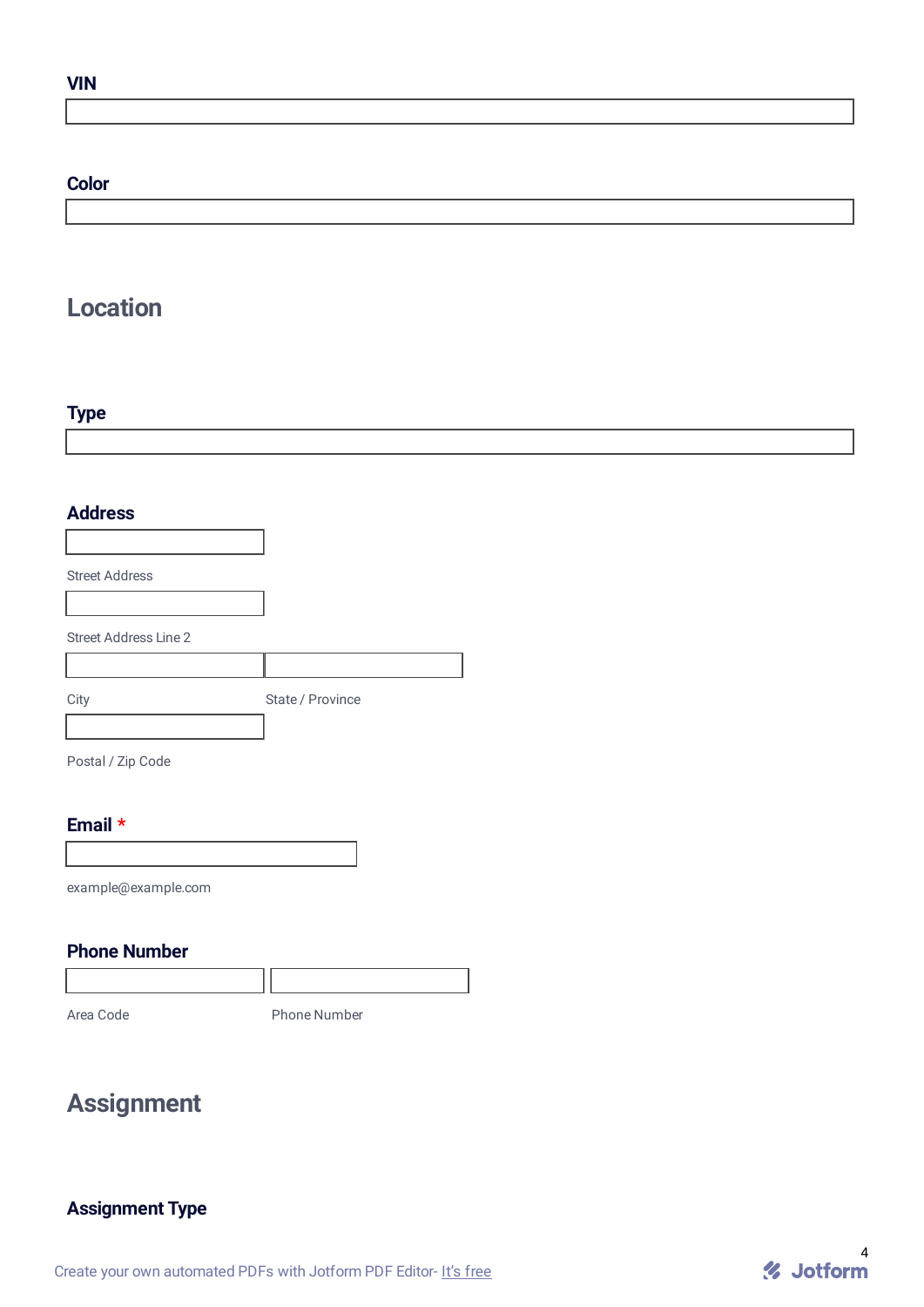**VIN**

**Color**

## Location

**Type**

**Address**

Street Address

Street Address Line 2

City

State / Province

Postal / Zip Code

**Email** *

example@example.com

**Phone Number**

Area Code

Phone Number

## Assignment

**Assignment Type**

Create your own automated PDFs with Jotform PDF Editor- It's free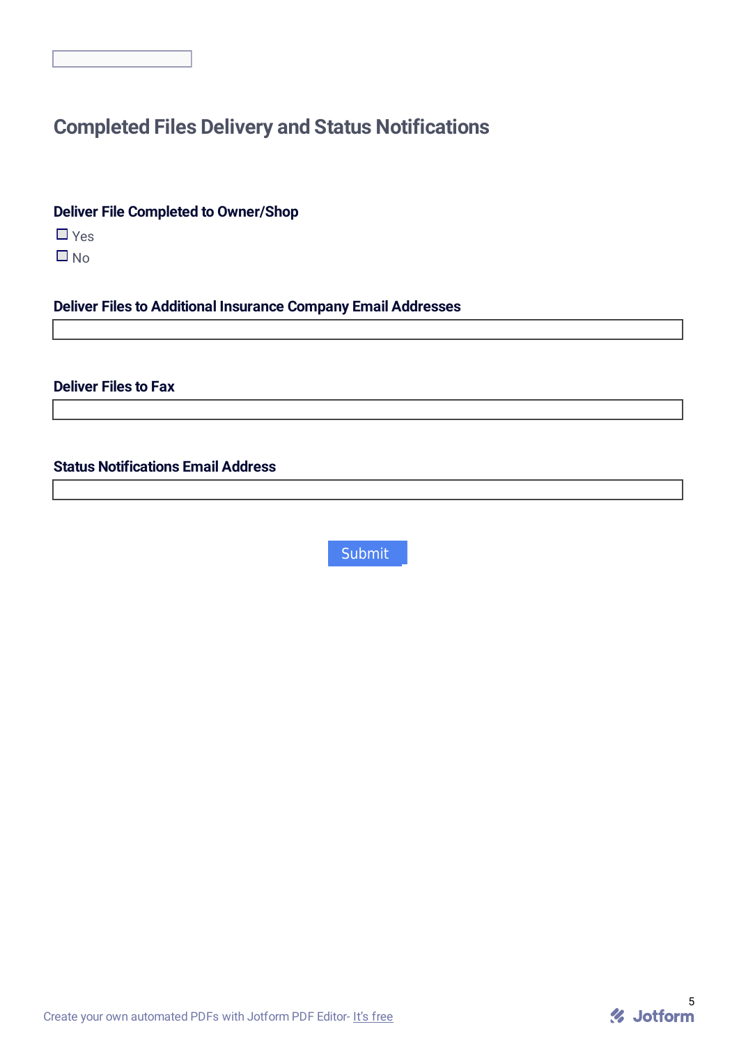## Completed Files Delivery and Status Notifications

**Deliver File Completed to Owner/Shop**

- ☐ Yes
- ☐ No

**Deliver Files to Additional Insurance Company Email Addresses**

**Deliver Files to Fax**

**Status Notifications Email Address**

Submit

Create your own automated PDFs with Jotform PDF Editor- It's free